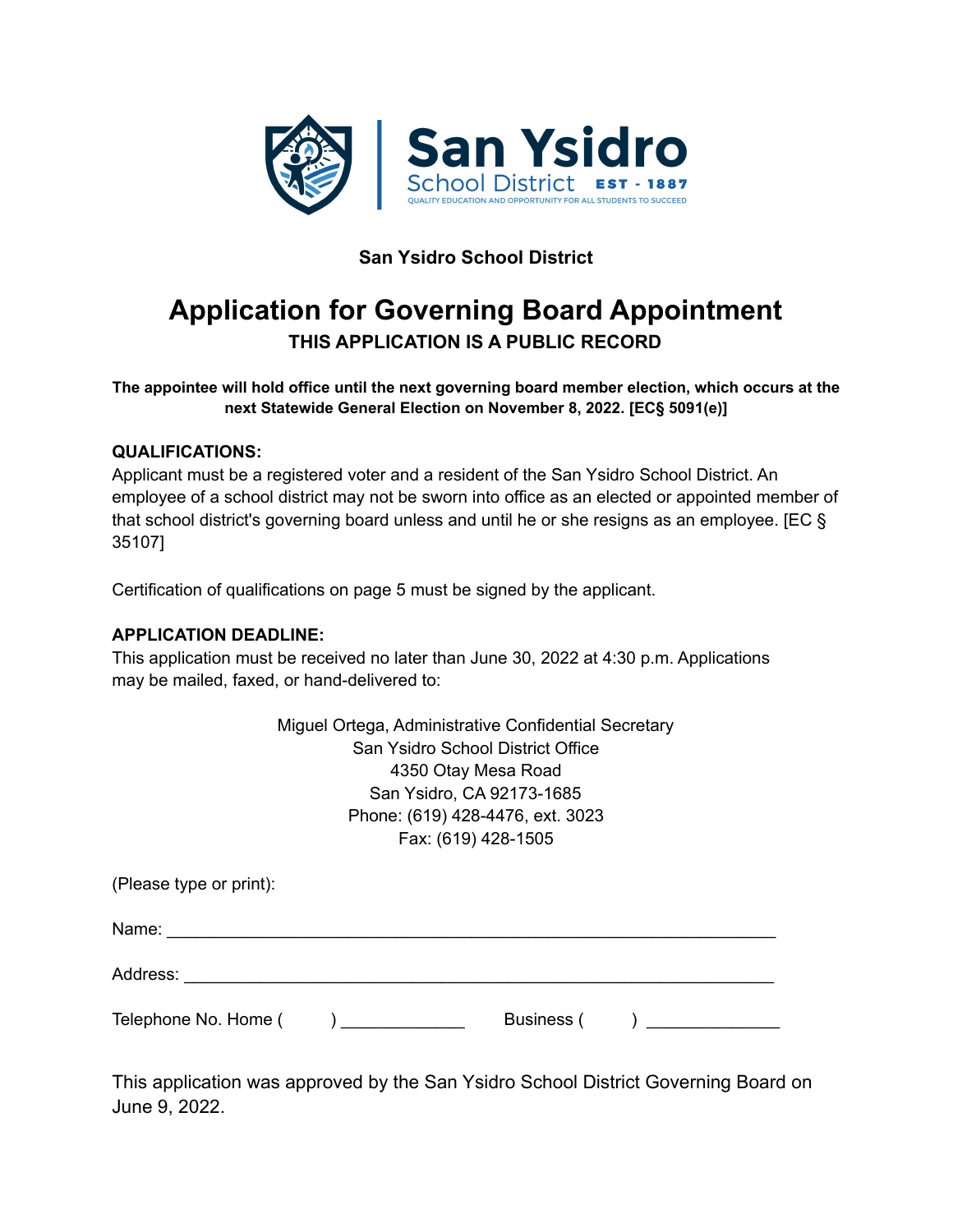San Ysidro School District EST - 1887
QUALITY EDUCATION AND OPPORTUNITY FOR ALL STUDENTS TO SUCCEED

**San Ysidro School District**

# Application for Governing Board Appointment

**THIS APPLICATION IS A PUBLIC RECORD**

**The appointee will hold office until the next governing board member election, which occurs at the next Statewide General Election on November 8, 2022. [EC§ 5091(e)]**

**QUALIFICATIONS:**
Applicant must be a registered voter and a resident of the San Ysidro School District. An employee of a school district may not be sworn into office as an elected or appointed member of that school district's governing board unless and until he or she resigns as an employee. [EC § 35107]

Certification of qualifications on page 5 must be signed by the applicant.

**APPLICATION DEADLINE:**
This application must be received no later than June 30, 2022 at 4:30 p.m. Applications may be mailed, faxed, or hand-delivered to:

Miguel Ortega, Administrative Confidential Secretary
San Ysidro School District Office
4350 Otay Mesa Road
San Ysidro, CA 92173-1685
Phone: (619) 428-4476, ext. 3023
Fax: (619) 428-1505

(Please type or print):

Name: _______________________________________________________________

Address: _____________________________________________________________

Telephone No. Home (      ) _____________    Business (      ) ______________

This application was approved by the San Ysidro School District Governing Board on June 9, 2022.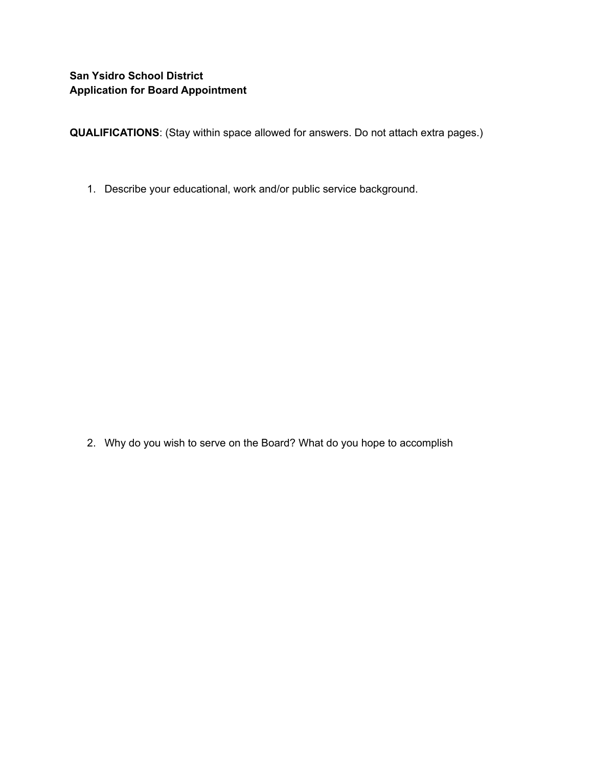**San Ysidro School District**
**Application for Board Appointment**

**QUALIFICATIONS**: (Stay within space allowed for answers. Do not attach extra pages.)

1. Describe your educational, work and/or public service background.

2. Why do you wish to serve on the Board? What do you hope to accomplish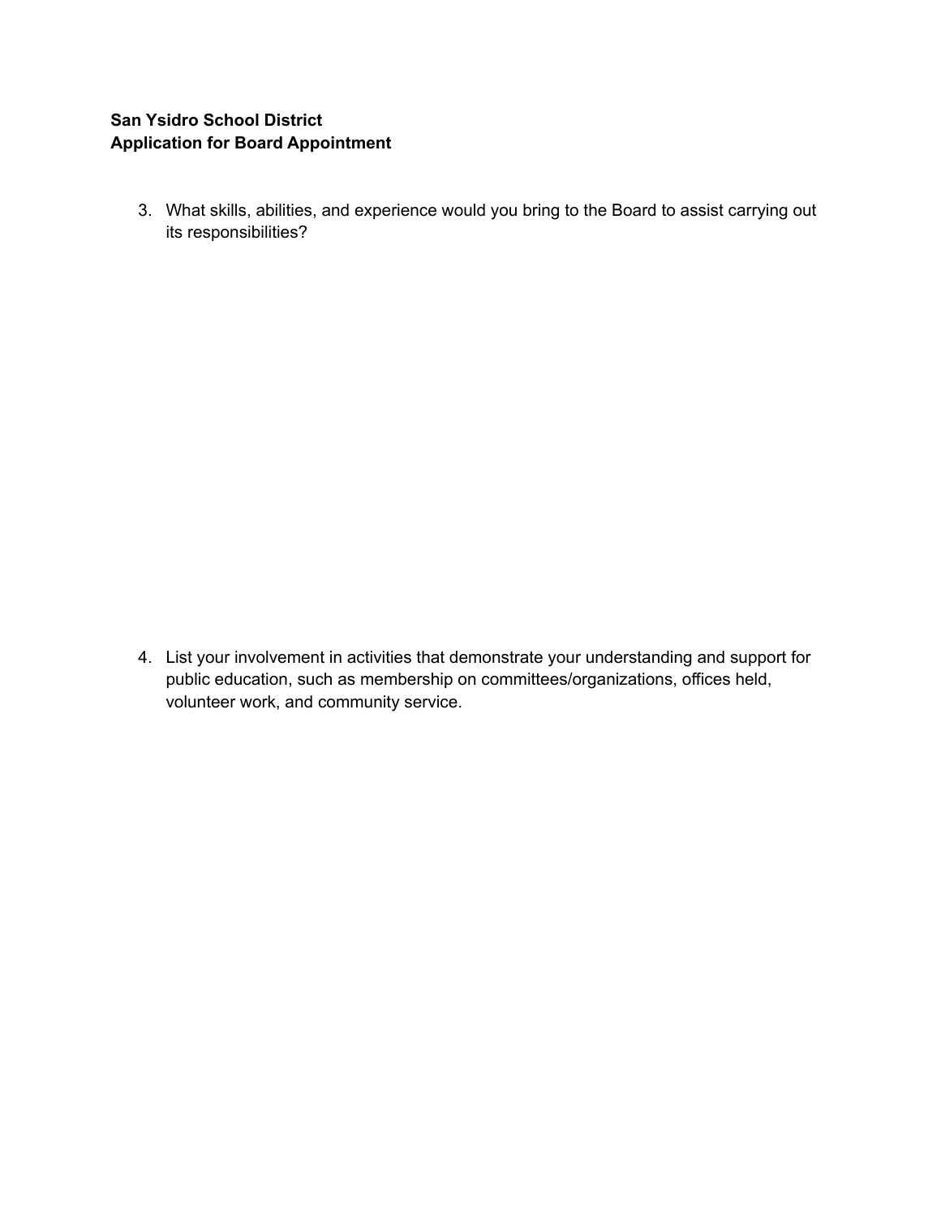**San Ysidro School District**
**Application for Board Appointment**

3. What skills, abilities, and experience would you bring to the Board to assist carrying out its responsibilities?

4. List your involvement in activities that demonstrate your understanding and support for public education, such as membership on committees/organizations, offices held, volunteer work, and community service.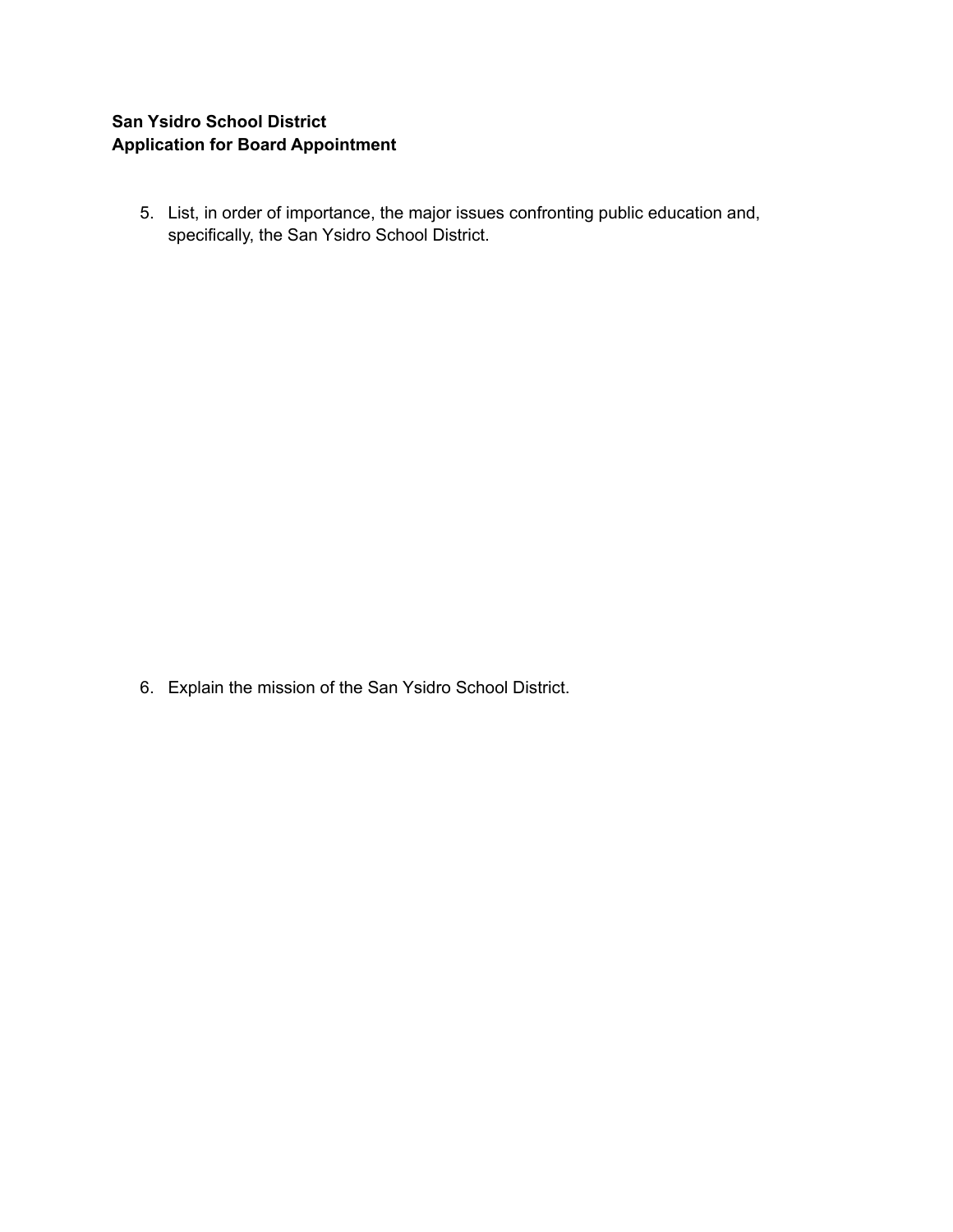**San Ysidro School District**
**Application for Board Appointment**

5. List, in order of importance, the major issues confronting public education and, specifically, the San Ysidro School District.

6. Explain the mission of the San Ysidro School District.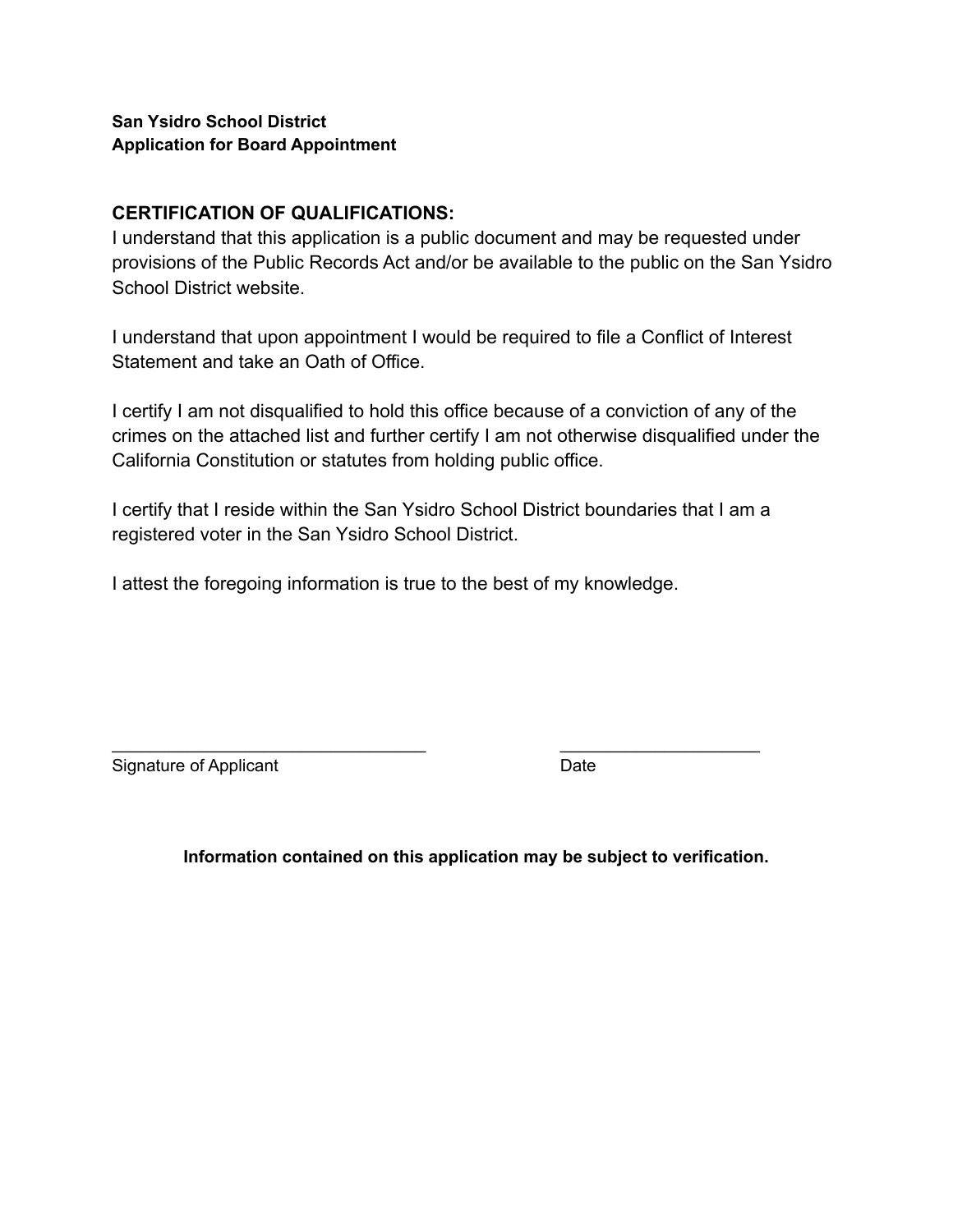**San Ysidro School District**
**Application for Board Appointment**

**CERTIFICATION OF QUALIFICATIONS:**

I understand that this application is a public document and may be requested under provisions of the Public Records Act and/or be available to the public on the San Ysidro School District website.

I understand that upon appointment I would be required to file a Conflict of Interest Statement and take an Oath of Office.

I certify I am not disqualified to hold this office because of a conviction of any of the crimes on the attached list and further certify I am not otherwise disqualified under the California Constitution or statutes from holding public office.

I certify that I reside within the San Ysidro School District boundaries that I am a registered voter in the San Ysidro School District.

I attest the foregoing information is true to the best of my knowledge.

________________________________ ____________________
Signature of Applicant Date

**Information contained on this application may be subject to verification.**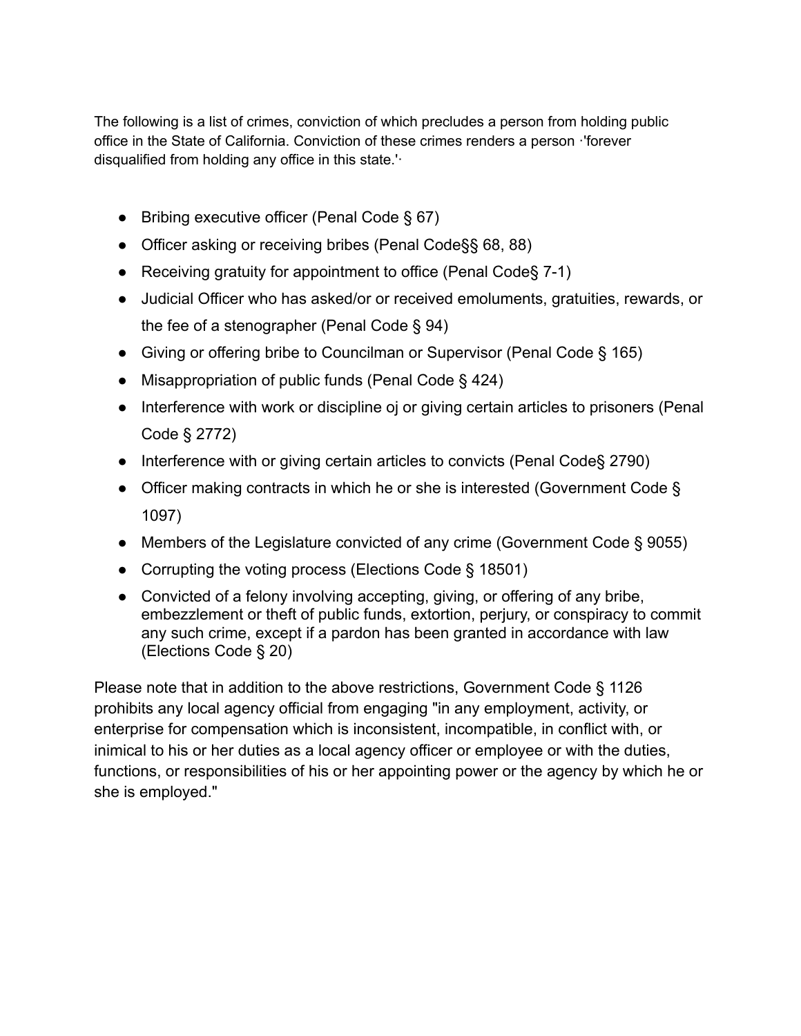The following is a list of crimes, conviction of which precludes a person from holding public office in the State of California. Conviction of these crimes renders a person ·'forever disqualified from holding any office in this state.'·

- Bribing executive officer (Penal Code § 67)
- Officer asking or receiving bribes (Penal Code§§ 68, 88)
- Receiving gratuity for appointment to office (Penal Code§ 7-1)
- Judicial Officer who has asked/or or received emoluments, gratuities, rewards, or the fee of a stenographer (Penal Code § 94)
- Giving or offering bribe to Councilman or Supervisor (Penal Code § 165)
- Misappropriation of public funds (Penal Code § 424)
- Interference with work or discipline oj or giving certain articles to prisoners (Penal Code § 2772)
- Interference with or giving certain articles to convicts (Penal Code§ 2790)
- Officer making contracts in which he or she is interested (Government Code § 1097)
- Members of the Legislature convicted of any crime (Government Code § 9055)
- Corrupting the voting process (Elections Code § 18501)
- Convicted of a felony involving accepting, giving, or offering of any bribe, embezzlement or theft of public funds, extortion, perjury, or conspiracy to commit any such crime, except if a pardon has been granted in accordance with law (Elections Code § 20)

Please note that in addition to the above restrictions, Government Code § 1126 prohibits any local agency official from engaging "in any employment, activity, or enterprise for compensation which is inconsistent, incompatible, in conflict with, or inimical to his or her duties as a local agency officer or employee or with the duties, functions, or responsibilities of his or her appointing power or the agency by which he or she is employed."